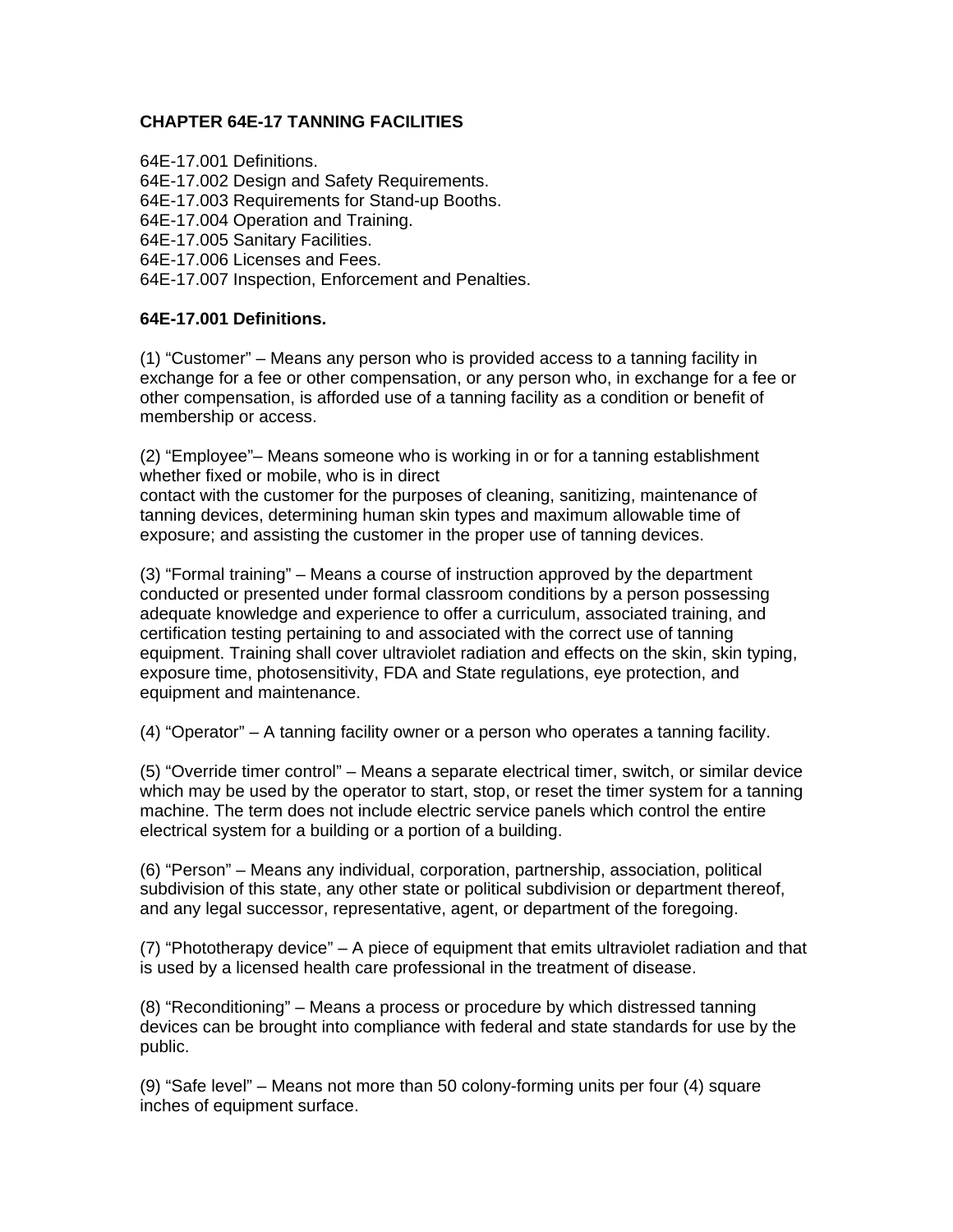# CHAPTER 64E-17 TANNING FACILITIES

64E-17.001 Definitions.
64E-17.002 Design and Safety Requirements.
64E-17.003 Requirements for Stand-up Booths.
64E-17.004 Operation and Training.
64E-17.005 Sanitary Facilities.
64E-17.006 Licenses and Fees.
64E-17.007 Inspection, Enforcement and Penalties.

## 64E-17.001 Definitions.

(1) "Customer" – Means any person who is provided access to a tanning facility in exchange for a fee or other compensation, or any person who, in exchange for a fee or other compensation, is afforded use of a tanning facility as a condition or benefit of membership or access.

(2) "Employee"– Means someone who is working in or for a tanning establishment whether fixed or mobile, who is in direct contact with the customer for the purposes of cleaning, sanitizing, maintenance of tanning devices, determining human skin types and maximum allowable time of exposure; and assisting the customer in the proper use of tanning devices.

(3) "Formal training" – Means a course of instruction approved by the department conducted or presented under formal classroom conditions by a person possessing adequate knowledge and experience to offer a curriculum, associated training, and certification testing pertaining to and associated with the correct use of tanning equipment. Training shall cover ultraviolet radiation and effects on the skin, skin typing, exposure time, photosensitivity, FDA and State regulations, eye protection, and equipment and maintenance.

(4) "Operator" – A tanning facility owner or a person who operates a tanning facility.

(5) "Override timer control" – Means a separate electrical timer, switch, or similar device which may be used by the operator to start, stop, or reset the timer system for a tanning machine. The term does not include electric service panels which control the entire electrical system for a building or a portion of a building.

(6) "Person" – Means any individual, corporation, partnership, association, political subdivision of this state, any other state or political subdivision or department thereof, and any legal successor, representative, agent, or department of the foregoing.

(7) "Phototherapy device" – A piece of equipment that emits ultraviolet radiation and that is used by a licensed health care professional in the treatment of disease.

(8) "Reconditioning" – Means a process or procedure by which distressed tanning devices can be brought into compliance with federal and state standards for use by the public.

(9) "Safe level" – Means not more than 50 colony-forming units per four (4) square inches of equipment surface.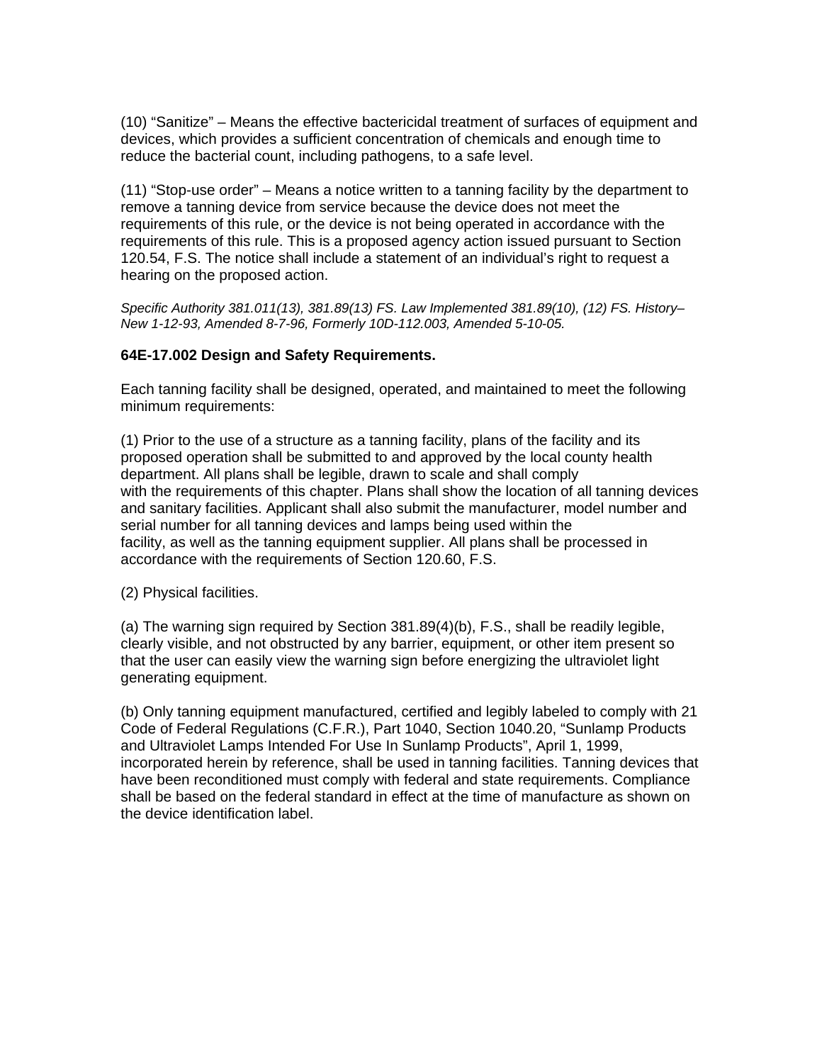(10) “Sanitize” – Means the effective bactericidal treatment of surfaces of equipment and devices, which provides a sufficient concentration of chemicals and enough time to reduce the bacterial count, including pathogens, to a safe level.

(11) “Stop-use order” – Means a notice written to a tanning facility by the department to remove a tanning device from service because the device does not meet the requirements of this rule, or the device is not being operated in accordance with the requirements of this rule. This is a proposed agency action issued pursuant to Section 120.54, F.S. The notice shall include a statement of an individual’s right to request a hearing on the proposed action.

*Specific Authority 381.011(13), 381.89(13) FS. Law Implemented 381.89(10), (12) FS. History–New 1-12-93, Amended 8-7-96, Formerly 10D-112.003, Amended 5-10-05.*

**64E-17.002 Design and Safety Requirements.**

Each tanning facility shall be designed, operated, and maintained to meet the following minimum requirements:

(1) Prior to the use of a structure as a tanning facility, plans of the facility and its proposed operation shall be submitted to and approved by the local county health department. All plans shall be legible, drawn to scale and shall comply with the requirements of this chapter. Plans shall show the location of all tanning devices and sanitary facilities. Applicant shall also submit the manufacturer, model number and serial number for all tanning devices and lamps being used within the facility, as well as the tanning equipment supplier. All plans shall be processed in accordance with the requirements of Section 120.60, F.S.

(2) Physical facilities.

(a) The warning sign required by Section 381.89(4)(b), F.S., shall be readily legible, clearly visible, and not obstructed by any barrier, equipment, or other item present so that the user can easily view the warning sign before energizing the ultraviolet light generating equipment.

(b) Only tanning equipment manufactured, certified and legibly labeled to comply with 21 Code of Federal Regulations (C.F.R.), Part 1040, Section 1040.20, “Sunlamp Products and Ultraviolet Lamps Intended For Use In Sunlamp Products”, April 1, 1999, incorporated herein by reference, shall be used in tanning facilities. Tanning devices that have been reconditioned must comply with federal and state requirements. Compliance shall be based on the federal standard in effect at the time of manufacture as shown on the device identification label.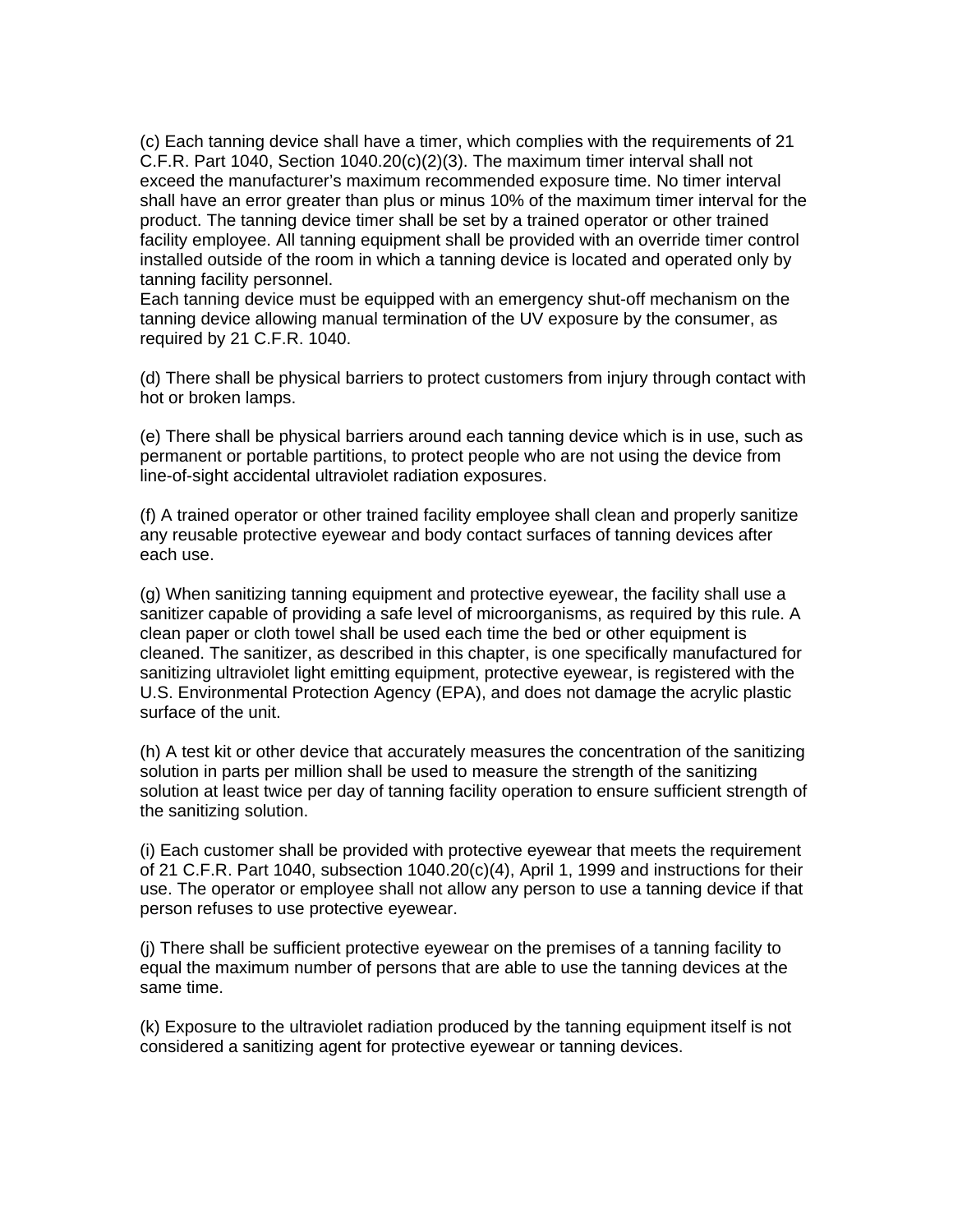(c) Each tanning device shall have a timer, which complies with the requirements of 21 C.F.R. Part 1040, Section 1040.20(c)(2)(3). The maximum timer interval shall not exceed the manufacturer's maximum recommended exposure time. No timer interval shall have an error greater than plus or minus 10% of the maximum timer interval for the product. The tanning device timer shall be set by a trained operator or other trained facility employee. All tanning equipment shall be provided with an override timer control installed outside of the room in which a tanning device is located and operated only by tanning facility personnel.
Each tanning device must be equipped with an emergency shut-off mechanism on the tanning device allowing manual termination of the UV exposure by the consumer, as required by 21 C.F.R. 1040.

(d) There shall be physical barriers to protect customers from injury through contact with hot or broken lamps.

(e) There shall be physical barriers around each tanning device which is in use, such as permanent or portable partitions, to protect people who are not using the device from line-of-sight accidental ultraviolet radiation exposures.

(f) A trained operator or other trained facility employee shall clean and properly sanitize any reusable protective eyewear and body contact surfaces of tanning devices after each use.

(g) When sanitizing tanning equipment and protective eyewear, the facility shall use a sanitizer capable of providing a safe level of microorganisms, as required by this rule. A clean paper or cloth towel shall be used each time the bed or other equipment is cleaned. The sanitizer, as described in this chapter, is one specifically manufactured for sanitizing ultraviolet light emitting equipment, protective eyewear, is registered with the U.S. Environmental Protection Agency (EPA), and does not damage the acrylic plastic surface of the unit.

(h) A test kit or other device that accurately measures the concentration of the sanitizing solution in parts per million shall be used to measure the strength of the sanitizing solution at least twice per day of tanning facility operation to ensure sufficient strength of the sanitizing solution.

(i) Each customer shall be provided with protective eyewear that meets the requirement of 21 C.F.R. Part 1040, subsection 1040.20(c)(4), April 1, 1999 and instructions for their use. The operator or employee shall not allow any person to use a tanning device if that person refuses to use protective eyewear.

(j) There shall be sufficient protective eyewear on the premises of a tanning facility to equal the maximum number of persons that are able to use the tanning devices at the same time.

(k) Exposure to the ultraviolet radiation produced by the tanning equipment itself is not considered a sanitizing agent for protective eyewear or tanning devices.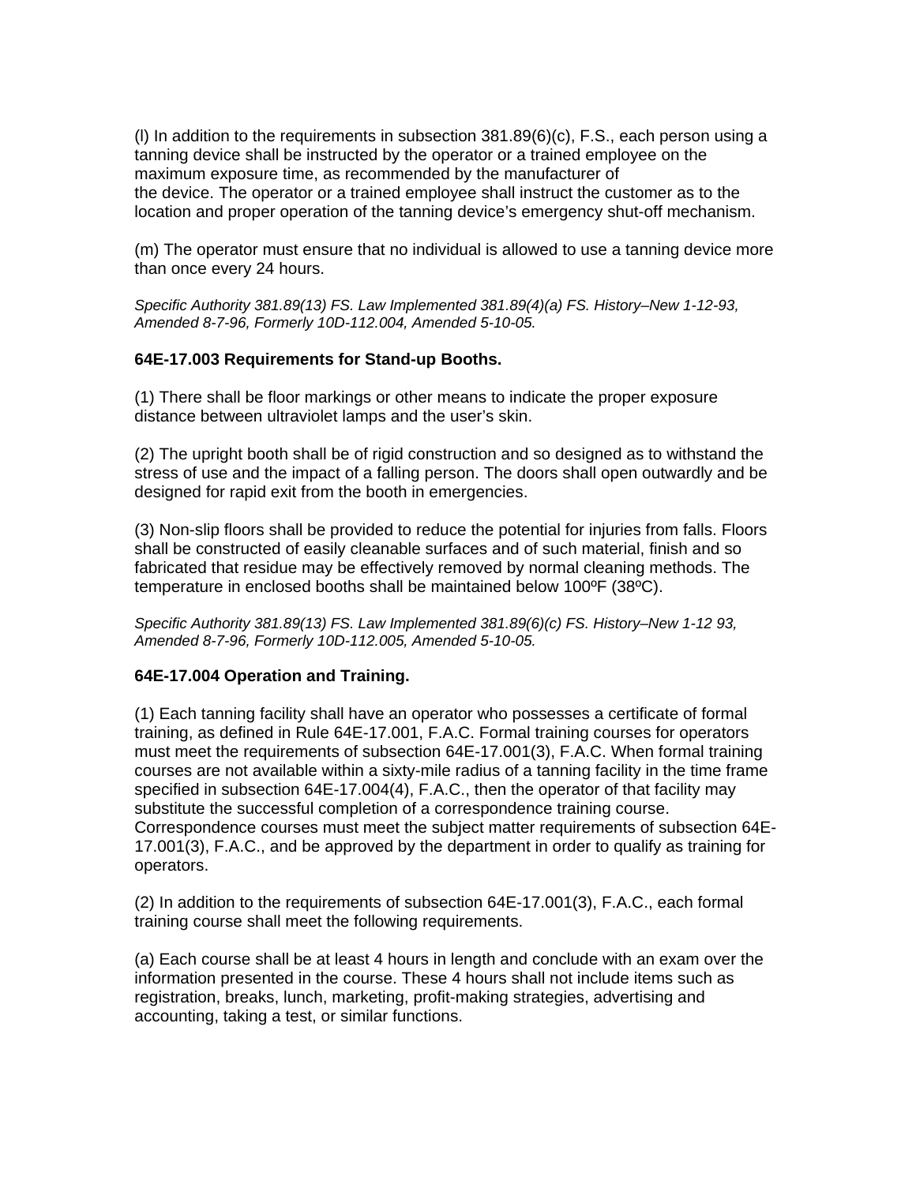(l) In addition to the requirements in subsection 381.89(6)(c), F.S., each person using a tanning device shall be instructed by the operator or a trained employee on the maximum exposure time, as recommended by the manufacturer of the device. The operator or a trained employee shall instruct the customer as to the location and proper operation of the tanning device's emergency shut-off mechanism.

(m) The operator must ensure that no individual is allowed to use a tanning device more than once every 24 hours.

*Specific Authority 381.89(13) FS. Law Implemented 381.89(4)(a) FS. History–New 1-12-93, Amended 8-7-96, Formerly 10D-112.004, Amended 5-10-05.*

**64E-17.003 Requirements for Stand-up Booths.**

(1) There shall be floor markings or other means to indicate the proper exposure distance between ultraviolet lamps and the user's skin.

(2) The upright booth shall be of rigid construction and so designed as to withstand the stress of use and the impact of a falling person. The doors shall open outwardly and be designed for rapid exit from the booth in emergencies.

(3) Non-slip floors shall be provided to reduce the potential for injuries from falls. Floors shall be constructed of easily cleanable surfaces and of such material, finish and so fabricated that residue may be effectively removed by normal cleaning methods. The temperature in enclosed booths shall be maintained below 100ºF (38ºC).

*Specific Authority 381.89(13) FS. Law Implemented 381.89(6)(c) FS. History–New 1-12 93, Amended 8-7-96, Formerly 10D-112.005, Amended 5-10-05.*

**64E-17.004 Operation and Training.**

(1) Each tanning facility shall have an operator who possesses a certificate of formal training, as defined in Rule 64E-17.001, F.A.C. Formal training courses for operators must meet the requirements of subsection 64E-17.001(3), F.A.C. When formal training courses are not available within a sixty-mile radius of a tanning facility in the time frame specified in subsection 64E-17.004(4), F.A.C., then the operator of that facility may substitute the successful completion of a correspondence training course. Correspondence courses must meet the subject matter requirements of subsection 64E-17.001(3), F.A.C., and be approved by the department in order to qualify as training for operators.

(2) In addition to the requirements of subsection 64E-17.001(3), F.A.C., each formal training course shall meet the following requirements.

(a) Each course shall be at least 4 hours in length and conclude with an exam over the information presented in the course. These 4 hours shall not include items such as registration, breaks, lunch, marketing, profit-making strategies, advertising and accounting, taking a test, or similar functions.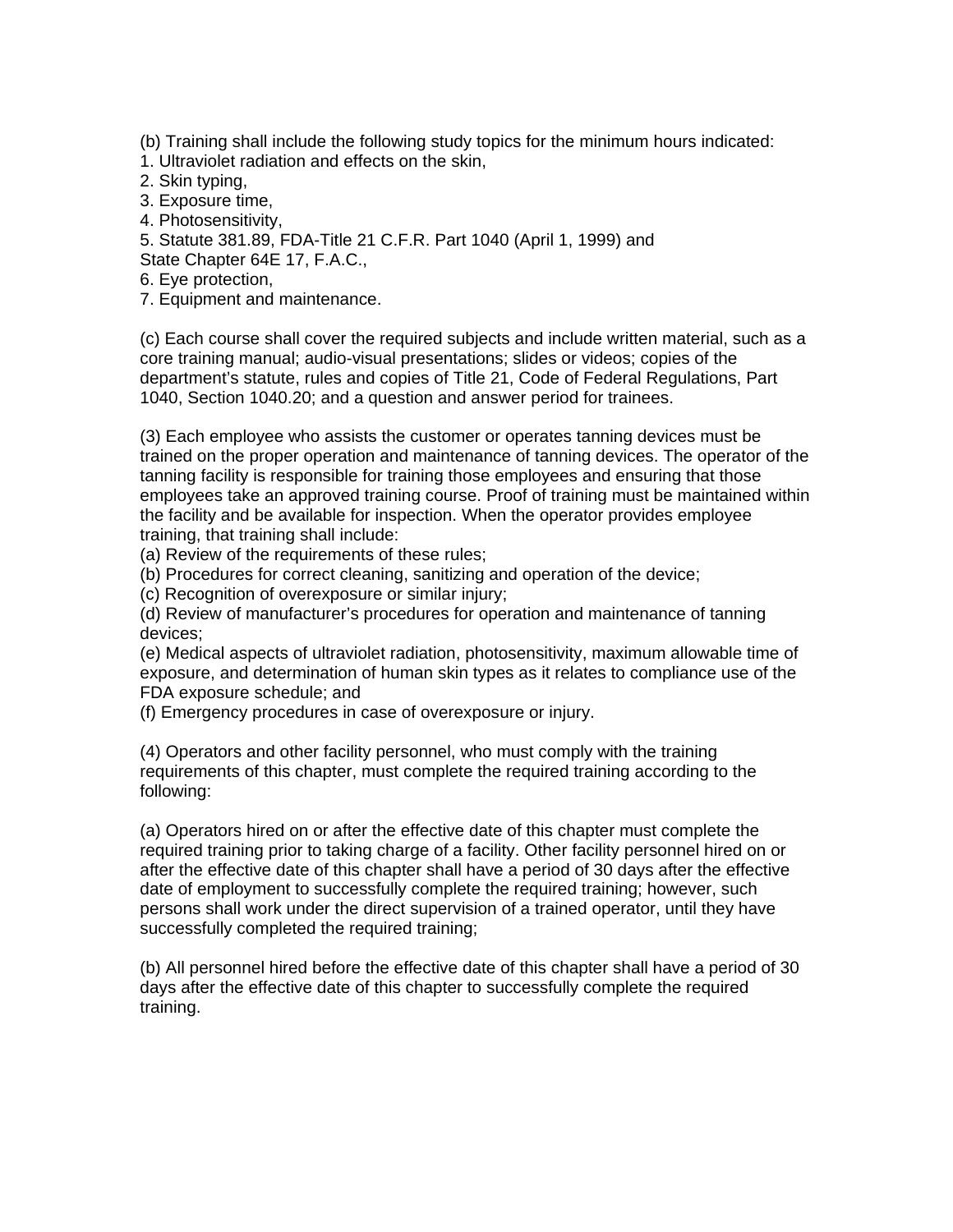(b) Training shall include the following study topics for the minimum hours indicated:
1. Ultraviolet radiation and effects on the skin,
2. Skin typing,
3. Exposure time,
4. Photosensitivity,
5. Statute 381.89, FDA-Title 21 C.F.R. Part 1040 (April 1, 1999) and State Chapter 64E 17, F.A.C.,
6. Eye protection,
7. Equipment and maintenance.

(c) Each course shall cover the required subjects and include written material, such as a core training manual; audio-visual presentations; slides or videos; copies of the department's statute, rules and copies of Title 21, Code of Federal Regulations, Part 1040, Section 1040.20; and a question and answer period for trainees.

(3) Each employee who assists the customer or operates tanning devices must be trained on the proper operation and maintenance of tanning devices. The operator of the tanning facility is responsible for training those employees and ensuring that those employees take an approved training course. Proof of training must be maintained within the facility and be available for inspection. When the operator provides employee training, that training shall include:
(a) Review of the requirements of these rules;
(b) Procedures for correct cleaning, sanitizing and operation of the device;
(c) Recognition of overexposure or similar injury;
(d) Review of manufacturer's procedures for operation and maintenance of tanning devices;
(e) Medical aspects of ultraviolet radiation, photosensitivity, maximum allowable time of exposure, and determination of human skin types as it relates to compliance use of the FDA exposure schedule; and
(f) Emergency procedures in case of overexposure or injury.

(4) Operators and other facility personnel, who must comply with the training requirements of this chapter, must complete the required training according to the following:

(a) Operators hired on or after the effective date of this chapter must complete the required training prior to taking charge of a facility. Other facility personnel hired on or after the effective date of this chapter shall have a period of 30 days after the effective date of employment to successfully complete the required training; however, such persons shall work under the direct supervision of a trained operator, until they have successfully completed the required training;

(b) All personnel hired before the effective date of this chapter shall have a period of 30 days after the effective date of this chapter to successfully complete the required training.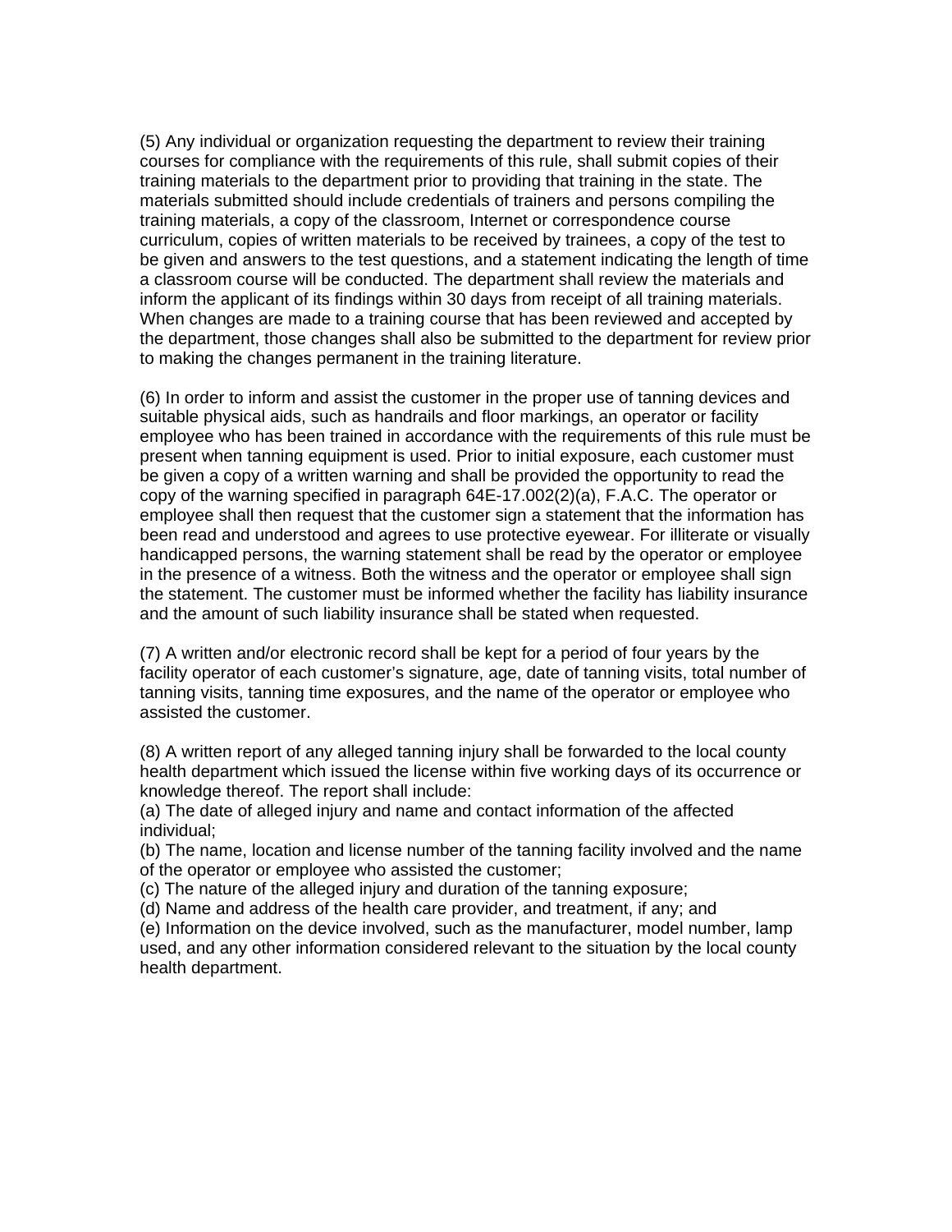(5) Any individual or organization requesting the department to review their training courses for compliance with the requirements of this rule, shall submit copies of their training materials to the department prior to providing that training in the state. The materials submitted should include credentials of trainers and persons compiling the training materials, a copy of the classroom, Internet or correspondence course curriculum, copies of written materials to be received by trainees, a copy of the test to be given and answers to the test questions, and a statement indicating the length of time a classroom course will be conducted. The department shall review the materials and inform the applicant of its findings within 30 days from receipt of all training materials. When changes are made to a training course that has been reviewed and accepted by the department, those changes shall also be submitted to the department for review prior to making the changes permanent in the training literature.

(6) In order to inform and assist the customer in the proper use of tanning devices and suitable physical aids, such as handrails and floor markings, an operator or facility employee who has been trained in accordance with the requirements of this rule must be present when tanning equipment is used. Prior to initial exposure, each customer must be given a copy of a written warning and shall be provided the opportunity to read the copy of the warning specified in paragraph 64E-17.002(2)(a), F.A.C. The operator or employee shall then request that the customer sign a statement that the information has been read and understood and agrees to use protective eyewear. For illiterate or visually handicapped persons, the warning statement shall be read by the operator or employee in the presence of a witness. Both the witness and the operator or employee shall sign the statement. The customer must be informed whether the facility has liability insurance and the amount of such liability insurance shall be stated when requested.

(7) A written and/or electronic record shall be kept for a period of four years by the facility operator of each customer's signature, age, date of tanning visits, total number of tanning visits, tanning time exposures, and the name of the operator or employee who assisted the customer.

(8) A written report of any alleged tanning injury shall be forwarded to the local county health department which issued the license within five working days of its occurrence or knowledge thereof. The report shall include:
(a) The date of alleged injury and name and contact information of the affected individual;
(b) The name, location and license number of the tanning facility involved and the name of the operator or employee who assisted the customer;
(c) The nature of the alleged injury and duration of the tanning exposure;
(d) Name and address of the health care provider, and treatment, if any; and
(e) Information on the device involved, such as the manufacturer, model number, lamp used, and any other information considered relevant to the situation by the local county health department.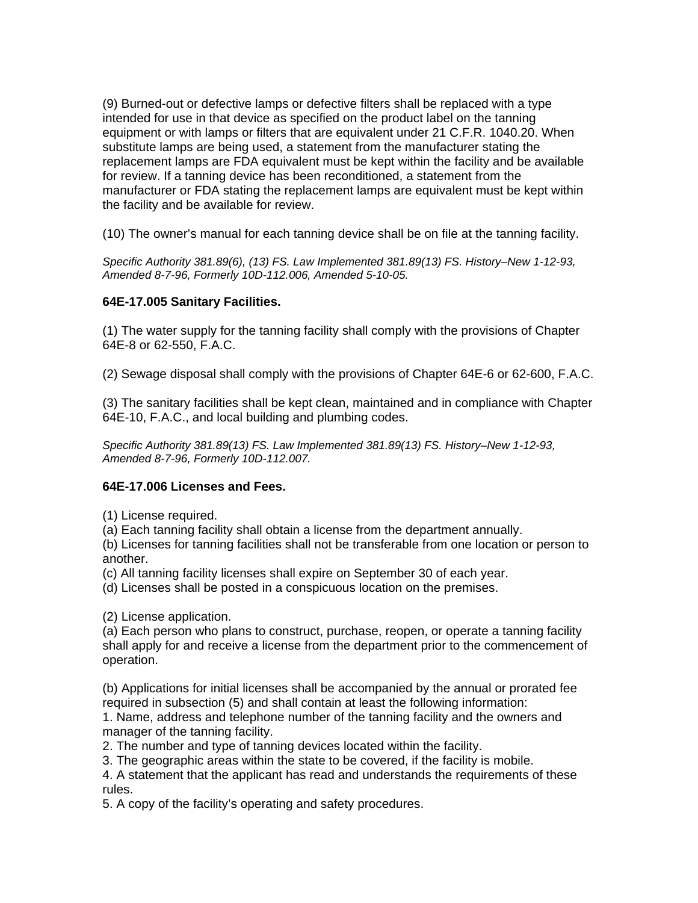(9) Burned-out or defective lamps or defective filters shall be replaced with a type intended for use in that device as specified on the product label on the tanning equipment or with lamps or filters that are equivalent under 21 C.F.R. 1040.20. When substitute lamps are being used, a statement from the manufacturer stating the replacement lamps are FDA equivalent must be kept within the facility and be available for review. If a tanning device has been reconditioned, a statement from the manufacturer or FDA stating the replacement lamps are equivalent must be kept within the facility and be available for review.

(10) The owner's manual for each tanning device shall be on file at the tanning facility.

*Specific Authority 381.89(6), (13) FS. Law Implemented 381.89(13) FS. History–New 1-12-93, Amended 8-7-96, Formerly 10D-112.006, Amended 5-10-05.*

**64E-17.005 Sanitary Facilities.**

(1) The water supply for the tanning facility shall comply with the provisions of Chapter 64E-8 or 62-550, F.A.C.

(2) Sewage disposal shall comply with the provisions of Chapter 64E-6 or 62-600, F.A.C.

(3) The sanitary facilities shall be kept clean, maintained and in compliance with Chapter 64E-10, F.A.C., and local building and plumbing codes.

*Specific Authority 381.89(13) FS. Law Implemented 381.89(13) FS. History–New 1-12-93, Amended 8-7-96, Formerly 10D-112.007.*

**64E-17.006 Licenses and Fees.**

(1) License required.
(a) Each tanning facility shall obtain a license from the department annually.
(b) Licenses for tanning facilities shall not be transferable from one location or person to another.
(c) All tanning facility licenses shall expire on September 30 of each year.
(d) Licenses shall be posted in a conspicuous location on the premises.

(2) License application.
(a) Each person who plans to construct, purchase, reopen, or operate a tanning facility shall apply for and receive a license from the department prior to the commencement of operation.

(b) Applications for initial licenses shall be accompanied by the annual or prorated fee required in subsection (5) and shall contain at least the following information:
1. Name, address and telephone number of the tanning facility and the owners and manager of the tanning facility.
2. The number and type of tanning devices located within the facility.
3. The geographic areas within the state to be covered, if the facility is mobile.
4. A statement that the applicant has read and understands the requirements of these rules.
5. A copy of the facility's operating and safety procedures.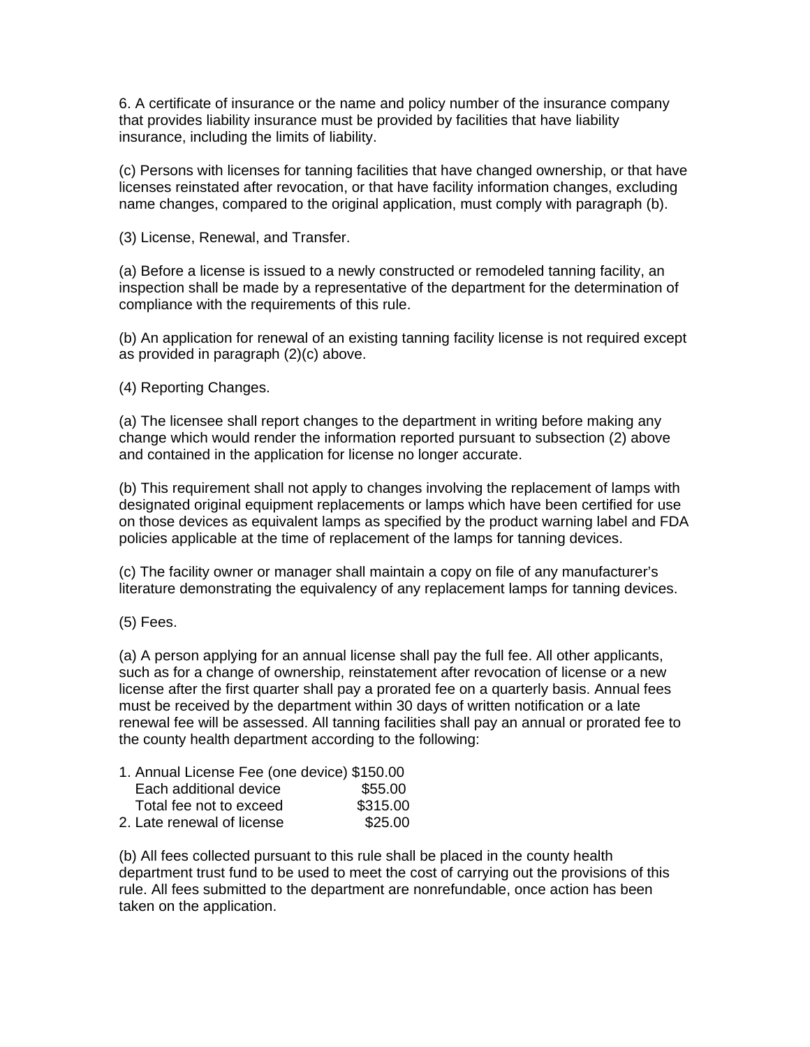6. A certificate of insurance or the name and policy number of the insurance company that provides liability insurance must be provided by facilities that have liability insurance, including the limits of liability.

(c) Persons with licenses for tanning facilities that have changed ownership, or that have licenses reinstated after revocation, or that have facility information changes, excluding name changes, compared to the original application, must comply with paragraph (b).

(3) License, Renewal, and Transfer.

(a) Before a license is issued to a newly constructed or remodeled tanning facility, an inspection shall be made by a representative of the department for the determination of compliance with the requirements of this rule.

(b) An application for renewal of an existing tanning facility license is not required except as provided in paragraph (2)(c) above.

(4) Reporting Changes.

(a) The licensee shall report changes to the department in writing before making any change which would render the information reported pursuant to subsection (2) above and contained in the application for license no longer accurate.

(b) This requirement shall not apply to changes involving the replacement of lamps with designated original equipment replacements or lamps which have been certified for use on those devices as equivalent lamps as specified by the product warning label and FDA policies applicable at the time of replacement of the lamps for tanning devices.

(c) The facility owner or manager shall maintain a copy on file of any manufacturer's literature demonstrating the equivalency of any replacement lamps for tanning devices.

(5) Fees.

(a) A person applying for an annual license shall pay the full fee. All other applicants, such as for a change of ownership, reinstatement after revocation of license or a new license after the first quarter shall pay a prorated fee on a quarterly basis. Annual fees must be received by the department within 30 days of written notification or a late renewal fee will be assessed. All tanning facilities shall pay an annual or prorated fee to the county health department according to the following:

| | |
|---|---|
| 1. Annual License Fee (one device) | $150.00 |
| Each additional device | $55.00 |
| Total fee not to exceed | $315.00 |
| 2. Late renewal of license | $25.00 |

(b) All fees collected pursuant to this rule shall be placed in the county health department trust fund to be used to meet the cost of carrying out the provisions of this rule. All fees submitted to the department are nonrefundable, once action has been taken on the application.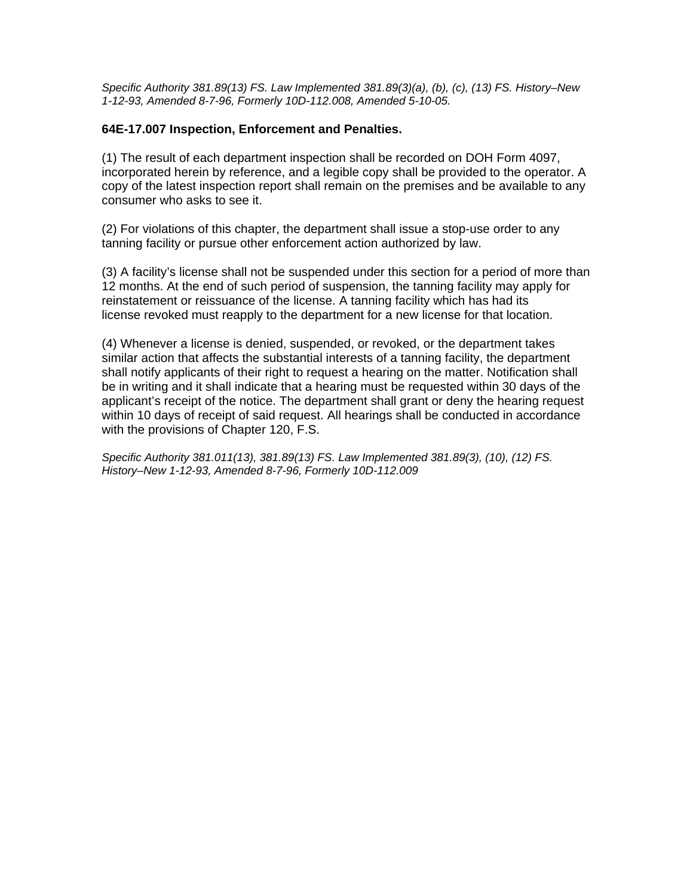*Specific Authority 381.89(13) FS. Law Implemented 381.89(3)(a), (b), (c), (13) FS. History–New 1-12-93, Amended 8-7-96, Formerly 10D-112.008, Amended 5-10-05.*

**64E-17.007 Inspection, Enforcement and Penalties.**

(1) The result of each department inspection shall be recorded on DOH Form 4097, incorporated herein by reference, and a legible copy shall be provided to the operator. A copy of the latest inspection report shall remain on the premises and be available to any consumer who asks to see it.

(2) For violations of this chapter, the department shall issue a stop-use order to any tanning facility or pursue other enforcement action authorized by law.

(3) A facility's license shall not be suspended under this section for a period of more than 12 months. At the end of such period of suspension, the tanning facility may apply for reinstatement or reissuance of the license. A tanning facility which has had its license revoked must reapply to the department for a new license for that location.

(4) Whenever a license is denied, suspended, or revoked, or the department takes similar action that affects the substantial interests of a tanning facility, the department shall notify applicants of their right to request a hearing on the matter. Notification shall be in writing and it shall indicate that a hearing must be requested within 30 days of the applicant's receipt of the notice. The department shall grant or deny the hearing request within 10 days of receipt of said request. All hearings shall be conducted in accordance with the provisions of Chapter 120, F.S.

*Specific Authority 381.011(13), 381.89(13) FS. Law Implemented 381.89(3), (10), (12) FS. History–New 1-12-93, Amended 8-7-96, Formerly 10D-112.009*